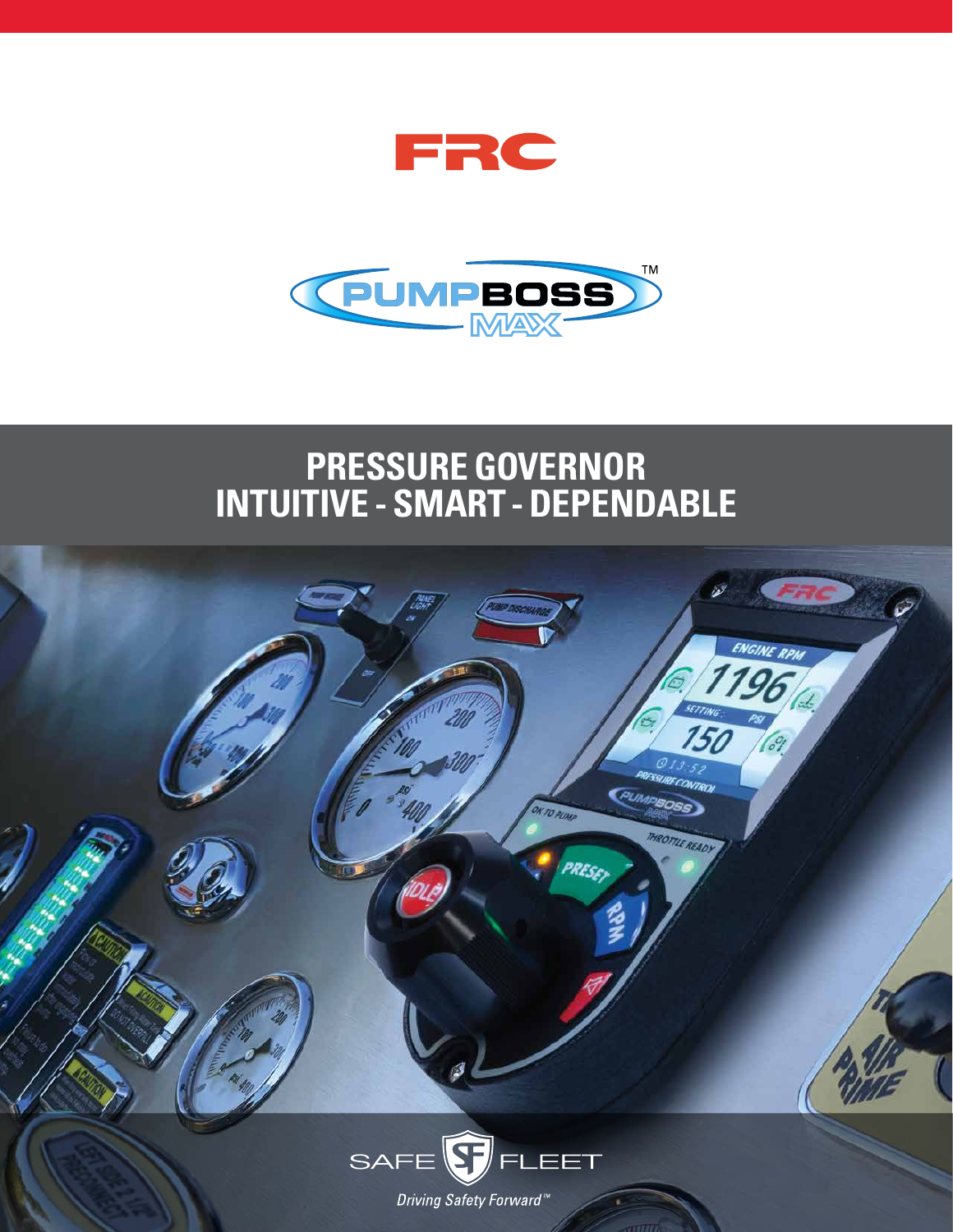FRC

PUMPBOSS™ MAX

# PRESSURE GOVERNOR
# INTUITIVE - SMART - DEPENDABLE

SAFE FLEET

*Driving Safety Forward™*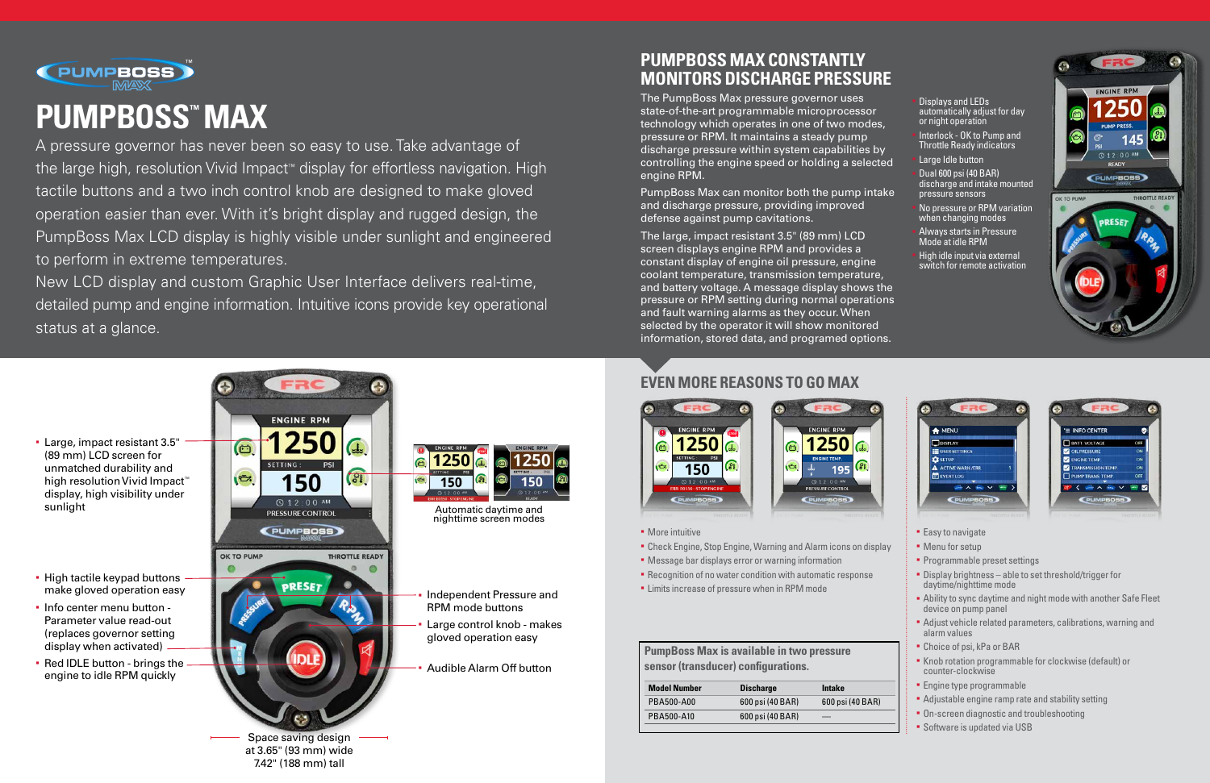# PUMPBOSS™ MAX

A pressure governor has never been so easy to use. Take advantage of the large high, resolution Vivid Impact™ display for effortless navigation. High tactile buttons and a two inch control knob are designed to make gloved operation easier than ever. With it's bright display and rugged design, the PumpBoss Max LCD display is highly visible under sunlight and engineered to perform in extreme temperatures.

New LCD display and custom Graphic User Interface delivers real-time, detailed pump and engine information. Intuitive icons provide key operational status at a glance.

## PUMPBOSS MAX CONSTANTLY MONITORS DISCHARGE PRESSURE

The PumpBoss Max pressure governor uses state-of-the-art programmable microprocessor technology which operates in one of two modes, pressure or RPM. It maintains a steady pump discharge pressure within system capabilities by controlling the engine speed or holding a selected engine RPM.

PumpBoss Max can monitor both the pump intake and discharge pressure, providing improved defense against pump cavitations.

The large, impact resistant 3.5" (89 mm) LCD screen displays engine RPM and provides a constant display of engine oil pressure, engine coolant temperature, transmission temperature, and battery voltage. A message display shows the pressure or RPM setting during normal operations and fault warning alarms as they occur. When selected by the operator it will show monitored information, stored data, and programed options.

- Displays and LEDs automatically adjust for day or night operation
- Interlock - OK to Pump and Throttle Ready indicators
- Large Idle button
- Dual 600 psi (40 BAR) discharge and intake mounted pressure sensors
- No pressure or RPM variation when changing modes
- Always starts in Pressure Mode at idle RPM
- High idle input via external switch for remote activation

- Large, impact resistant 3.5" (89 mm) LCD screen for unmatched durability and high resolution Vivid Impact™ display, high visibility under sunlight
- High tactile keypad buttons make gloved operation easy
- Info center menu button - Parameter value read-out (replaces governor setting display when activated)
- Red IDLE button - brings the engine to idle RPM quickly

Automatic daytime and nighttime screen modes

- Independent Pressure and RPM mode buttons
- Large control knob - makes gloved operation easy
- Audible Alarm Off button

Space saving design at 3.65" (93 mm) wide 7.42" (188 mm) tall

## EVEN MORE REASONS TO GO MAX

- More intuitive
- Check Engine, Stop Engine, Warning and Alarm icons on display
- Message bar displays error or warning information
- Recognition of no water condition with automatic response
- Limits increase of pressure when in RPM mode

**PumpBoss Max is available in two pressure sensor (transducer) configurations.**

| Model Number | Discharge | Intake |
|---|---|---|
| PBA500-A00 | 600 psi (40 BAR) | 600 psi (40 BAR) |
| PBA500-A10 | 600 psi (40 BAR) | — |

- Easy to navigate
- Menu for setup
- Programmable preset settings
- Display brightness – able to set threshold/trigger for daytime/nighttime mode
- Ability to sync daytime and night mode with another Safe Fleet device on pump panel
- Adjust vehicle related parameters, calibrations, warning and alarm values
- Choice of psi, kPa or BAR
- Knob rotation programmable for clockwise (default) or counter-clockwise
- Engine type programmable
- Adjustable engine ramp rate and stability setting
- On-screen diagnostic and troubleshooting
- Software is updated via USB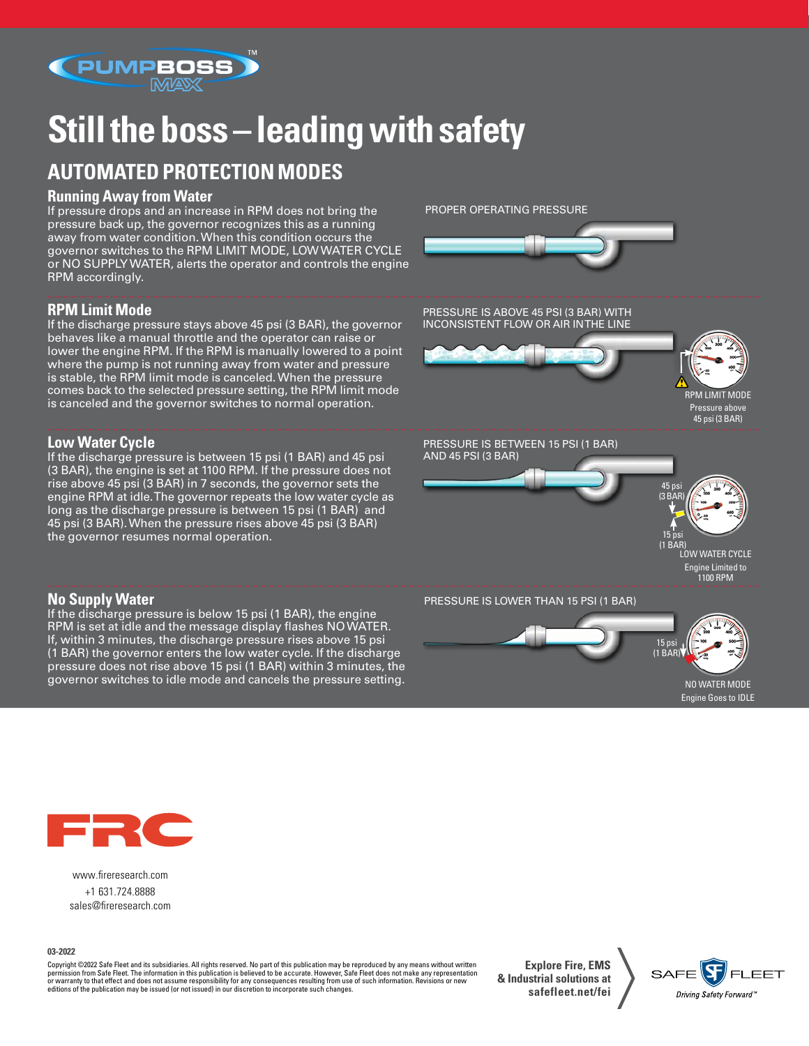PUMPBOSS MAX™

# Still the boss – leading with safety

## AUTOMATED PROTECTION MODES

### Running Away from Water

If pressure drops and an increase in RPM does not bring the pressure back up, the governor recognizes this as a running away from water condition. When this condition occurs the governor switches to the RPM LIMIT MODE, LOW WATER CYCLE or NO SUPPLY WATER, alerts the operator and controls the engine RPM accordingly.

PROPER OPERATING PRESSURE

### RPM Limit Mode

If the discharge pressure stays above 45 psi (3 BAR), the governor behaves like a manual throttle and the operator can raise or lower the engine RPM. If the RPM is manually lowered to a point where the pump is not running away from water and pressure is stable, the RPM limit mode is canceled. When the pressure comes back to the selected pressure setting, the RPM limit mode is canceled and the governor switches to normal operation.

PRESSURE IS ABOVE 45 PSI (3 BAR) WITH INCONSISTENT FLOW OR AIR IN THE LINE

RPM LIMIT MODE
Pressure above
45 psi (3 BAR)

### Low Water Cycle

If the discharge pressure is between 15 psi (1 BAR) and 45 psi (3 BAR), the engine is set at 1100 RPM. If the pressure does not rise above 45 psi (3 BAR) in 7 seconds, the governor sets the engine RPM at idle. The governor repeats the low water cycle as long as the discharge pressure is between 15 psi (1 BAR) and 45 psi (3 BAR). When the pressure rises above 45 psi (3 BAR) the governor resumes normal operation.

PRESSURE IS BETWEEN 15 PSI (1 BAR) AND 45 PSI (3 BAR)

45 psi
(3 BAR)
15 psi
(1 BAR)

LOW WATER CYCLE
Engine Limited to
1100 RPM

### No Supply Water

If the discharge pressure is below 15 psi (1 BAR), the engine RPM is set at idle and the message display flashes NO WATER. If, within 3 minutes, the discharge pressure rises above 15 psi (1 BAR) the governor enters the low water cycle. If the discharge pressure does not rise above 15 psi (1 BAR) within 3 minutes, the governor switches to idle mode and cancels the pressure setting.

PRESSURE IS LOWER THAN 15 PSI (1 BAR)

15 psi
(1 BAR)

NO WATER MODE
Engine Goes to IDLE

FRC

www.fireresearch.com
+1 631.724.8888
sales@fireresearch.com

03-2022

Copyright ©2022 Safe Fleet and its subsidiaries. All rights reserved. No part of this publication may be reproduced by any means without written permission from Safe Fleet. The information in this publication is believed to be accurate. However, Safe Fleet does not make any representation or warranty to that effect and does not assume responsibility for any consequences resulting from use of such information. Revisions or new editions of the publication may be issued (or not issued) in our discretion to incorporate such changes.

**Explore Fire, EMS & Industrial solutions at safefleet.net/fei**

SAFE FLEET
*Driving Safety Forward™*